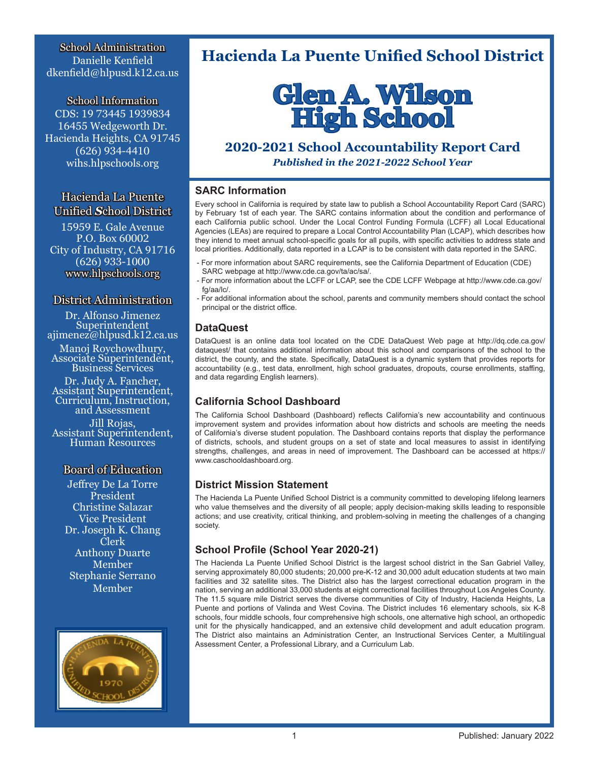# Hacienda La Puente Unified School District

# Glen A. Wilson High School

## 2020-2021 School Accountability Report Card

***Published in the 2021-2022 School Year***

**School Administration**
Danielle Kenfield
dkenfield@hlpusd.k12.ca.us

**School Information**
CDS: 19 73445 1939834
16455 Wedgeworth Dr.
Hacienda Heights, CA 91745
(626) 934-4410
wihs.hlpschools.org

**Hacienda La Puente Unified School District**
15959 E. Gale Avenue
P.O. Box 60002
City of Industry, CA 91716
(626) 933-1000
www.hlpschools.org

**District Administration**
Dr. Alfonso Jimenez
Superintendent
ajimenez@hlpusd.k12.ca.us

Manoj Roychowdhury,
Associate Superintendent,
Business Services

Dr. Judy A. Fancher,
Assistant Superintendent,
Curriculum, Instruction,
and Assessment

Jill Rojas,
Assistant Superintendent,
Human Resources

**Board of Education**
Jeffrey De La Torre
President
Christine Salazar
Vice President
Dr. Joseph K. Chang
Clerk
Anthony Duarte
Member
Stephanie Serrano
Member

### SARC Information

Every school in California is required by state law to publish a School Accountability Report Card (SARC) by February 1st of each year. The SARC contains information about the condition and performance of each California public school. Under the Local Control Funding Formula (LCFF) all Local Educational Agencies (LEAs) are required to prepare a Local Control Accountability Plan (LCAP), which describes how they intend to meet annual school-specific goals for all pupils, with specific activities to address state and local priorities. Additionally, data reported in a LCAP is to be consistent with data reported in the SARC.

- For more information about SARC requirements, see the California Department of Education (CDE) SARC webpage at http://www.cde.ca.gov/ta/ac/sa/.
- For more information about the LCFF or LCAP, see the CDE LCFF Webpage at http://www.cde.ca.gov/fg/aa/lc/.
- For additional information about the school, parents and community members should contact the school principal or the district office.

### DataQuest

DataQuest is an online data tool located on the CDE DataQuest Web page at http://dq.cde.ca.gov/dataquest/ that contains additional information about this school and comparisons of the school to the district, the county, and the state. Specifically, DataQuest is a dynamic system that provides reports for accountability (e.g., test data, enrollment, high school graduates, dropouts, course enrollments, staffing, and data regarding English learners).

### California School Dashboard

The California School Dashboard (Dashboard) reflects California's new accountability and continuous improvement system and provides information about how districts and schools are meeting the needs of California's diverse student population. The Dashboard contains reports that display the performance of districts, schools, and student groups on a set of state and local measures to assist in identifying strengths, challenges, and areas in need of improvement. The Dashboard can be accessed at https://www.caschooldashboard.org.

### District Mission Statement

The Hacienda La Puente Unified School District is a community committed to developing lifelong learners who value themselves and the diversity of all people; apply decision-making skills leading to responsible actions; and use creativity, critical thinking, and problem-solving in meeting the challenges of a changing society.

### School Profile (School Year 2020-21)

The Hacienda La Puente Unified School District is the largest school district in the San Gabriel Valley, serving approximately 80,000 students; 20,000 pre-K-12 and 30,000 adult education students at two main facilities and 32 satellite sites. The District also has the largest correctional education program in the nation, serving an additional 33,000 students at eight correctional facilities throughout Los Angeles County. The 11.5 square mile District serves the diverse communities of City of Industry, Hacienda Heights, La Puente and portions of Valinda and West Covina. The District includes 16 elementary schools, six K-8 schools, four middle schools, four comprehensive high schools, one alternative high school, an orthopedic unit for the physically handicapped, and an extensive child development and adult education program. The District also maintains an Administration Center, an Instructional Services Center, a Multilingual Assessment Center, a Professional Library, and a Curriculum Lab.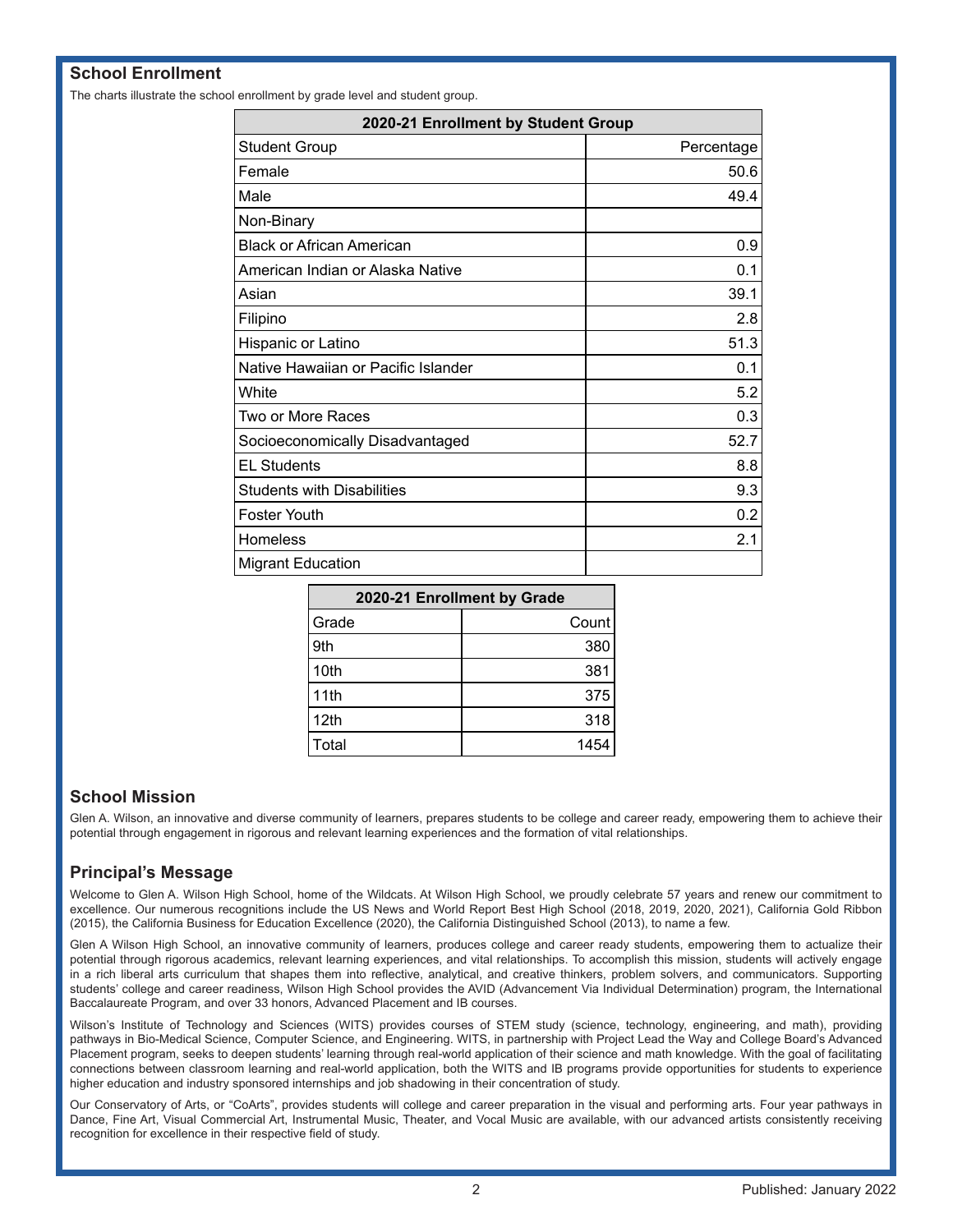## School Enrollment

The charts illustrate the school enrollment by grade level and student group.

| 2020-21 Enrollment by Student Group | |
|---|---|
| Student Group | Percentage |
| Female | 50.6 |
| Male | 49.4 |
| Non-Binary | |
| Black or African American | 0.9 |
| American Indian or Alaska Native | 0.1 |
| Asian | 39.1 |
| Filipino | 2.8 |
| Hispanic or Latino | 51.3 |
| Native Hawaiian or Pacific Islander | 0.1 |
| White | 5.2 |
| Two or More Races | 0.3 |
| Socioeconomically Disadvantaged | 52.7 |
| EL Students | 8.8 |
| Students with Disabilities | 9.3 |
| Foster Youth | 0.2 |
| Homeless | 2.1 |
| Migrant Education | |

| 2020-21 Enrollment by Grade | |
|---|---|
| Grade | Count |
| 9th | 380 |
| 10th | 381 |
| 11th | 375 |
| 12th | 318 |
| Total | 1454 |

## School Mission

Glen A. Wilson, an innovative and diverse community of learners, prepares students to be college and career ready, empowering them to achieve their potential through engagement in rigorous and relevant learning experiences and the formation of vital relationships.

## Principal's Message

Welcome to Glen A. Wilson High School, home of the Wildcats. At Wilson High School, we proudly celebrate 57 years and renew our commitment to excellence. Our numerous recognitions include the US News and World Report Best High School (2018, 2019, 2020, 2021), California Gold Ribbon (2015), the California Business for Education Excellence (2020), the California Distinguished School (2013), to name a few.

Glen A Wilson High School, an innovative community of learners, produces college and career ready students, empowering them to actualize their potential through rigorous academics, relevant learning experiences, and vital relationships. To accomplish this mission, students will actively engage in a rich liberal arts curriculum that shapes them into reflective, analytical, and creative thinkers, problem solvers, and communicators. Supporting students' college and career readiness, Wilson High School provides the AVID (Advancement Via Individual Determination) program, the International Baccalaureate Program, and over 33 honors, Advanced Placement and IB courses.

Wilson's Institute of Technology and Sciences (WITS) provides courses of STEM study (science, technology, engineering, and math), providing pathways in Bio-Medical Science, Computer Science, and Engineering. WITS, in partnership with Project Lead the Way and College Board's Advanced Placement program, seeks to deepen students' learning through real-world application of their science and math knowledge. With the goal of facilitating connections between classroom learning and real-world application, both the WITS and IB programs provide opportunities for students to experience higher education and industry sponsored internships and job shadowing in their concentration of study.

Our Conservatory of Arts, or "CoArts", provides students will college and career preparation in the visual and performing arts. Four year pathways in Dance, Fine Art, Visual Commercial Art, Instrumental Music, Theater, and Vocal Music are available, with our advanced artists consistently receiving recognition for excellence in their respective field of study.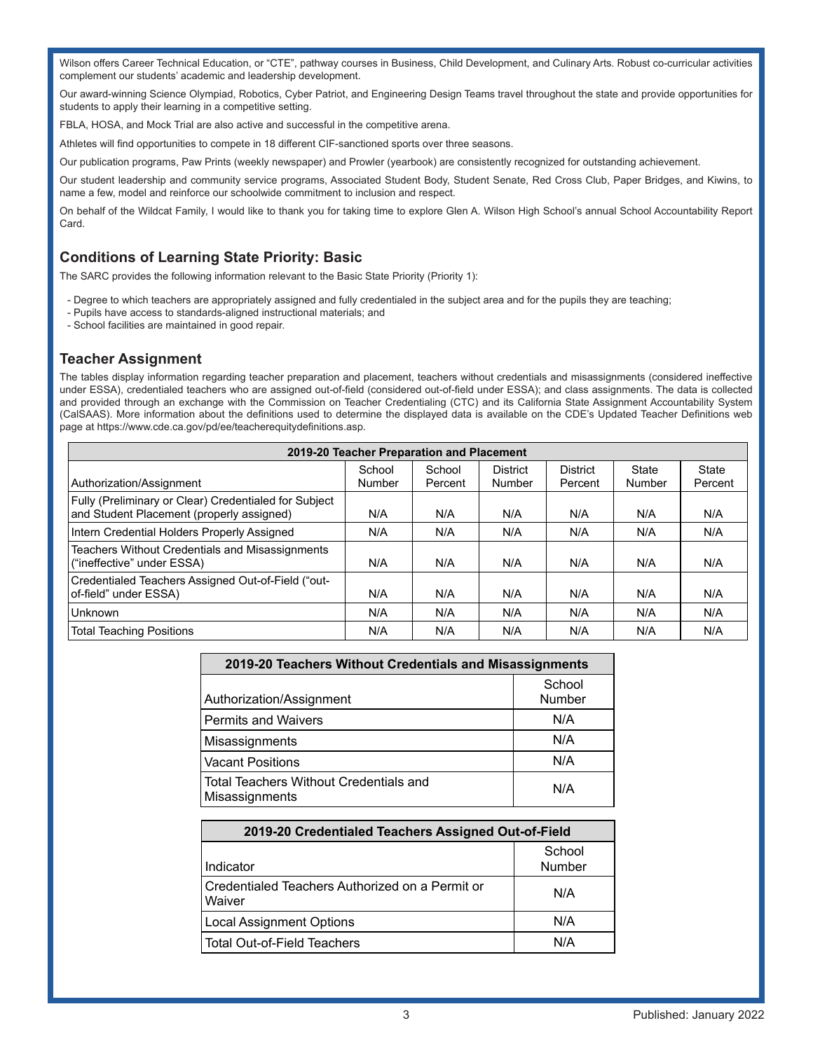Wilson offers Career Technical Education, or "CTE", pathway courses in Business, Child Development, and Culinary Arts. Robust co-curricular activities complement our students' academic and leadership development.

Our award-winning Science Olympiad, Robotics, Cyber Patriot, and Engineering Design Teams travel throughout the state and provide opportunities for students to apply their learning in a competitive setting.

FBLA, HOSA, and Mock Trial are also active and successful in the competitive arena.

Athletes will find opportunities to compete in 18 different CIF-sanctioned sports over three seasons.

Our publication programs, Paw Prints (weekly newspaper) and Prowler (yearbook) are consistently recognized for outstanding achievement.

Our student leadership and community service programs, Associated Student Body, Student Senate, Red Cross Club, Paper Bridges, and Kiwins, to name a few, model and reinforce our schoolwide commitment to inclusion and respect.

On behalf of the Wildcat Family, I would like to thank you for taking time to explore Glen A. Wilson High School's annual School Accountability Report Card.

## Conditions of Learning State Priority: Basic

The SARC provides the following information relevant to the Basic State Priority (Priority 1):

- Degree to which teachers are appropriately assigned and fully credentialed in the subject area and for the pupils they are teaching;
- Pupils have access to standards-aligned instructional materials; and
- School facilities are maintained in good repair.

## Teacher Assignment

The tables display information regarding teacher preparation and placement, teachers without credentials and misassignments (considered ineffective under ESSA), credentialed teachers who are assigned out-of-field (considered out-of-field under ESSA); and class assignments. The data is collected and provided through an exchange with the Commission on Teacher Credentialing (CTC) and its California State Assignment Accountability System (CalSAAS). More information about the definitions used to determine the displayed data is available on the CDE's Updated Teacher Definitions web page at https://www.cde.ca.gov/pd/ee/teacherequitydefinitions.asp.

**2019-20 Teacher Preparation and Placement**

| Authorization/Assignment | School Number | School Percent | District Number | District Percent | State Number | State Percent |
|---|---|---|---|---|---|---|
| Fully (Preliminary or Clear) Credentialed for Subject and Student Placement (properly assigned) | N/A | N/A | N/A | N/A | N/A | N/A |
| Intern Credential Holders Properly Assigned | N/A | N/A | N/A | N/A | N/A | N/A |
| Teachers Without Credentials and Misassignments ("ineffective" under ESSA) | N/A | N/A | N/A | N/A | N/A | N/A |
| Credentialed Teachers Assigned Out-of-Field ("out-of-field" under ESSA) | N/A | N/A | N/A | N/A | N/A | N/A |
| Unknown | N/A | N/A | N/A | N/A | N/A | N/A |
| Total Teaching Positions | N/A | N/A | N/A | N/A | N/A | N/A |

**2019-20 Teachers Without Credentials and Misassignments**

| Authorization/Assignment | School Number |
|---|---|
| Permits and Waivers | N/A |
| Misassignments | N/A |
| Vacant Positions | N/A |
| Total Teachers Without Credentials and Misassignments | N/A |

**2019-20 Credentialed Teachers Assigned Out-of-Field**

| Indicator | School Number |
|---|---|
| Credentialed Teachers Authorized on a Permit or Waiver | N/A |
| Local Assignment Options | N/A |
| Total Out-of-Field Teachers | N/A |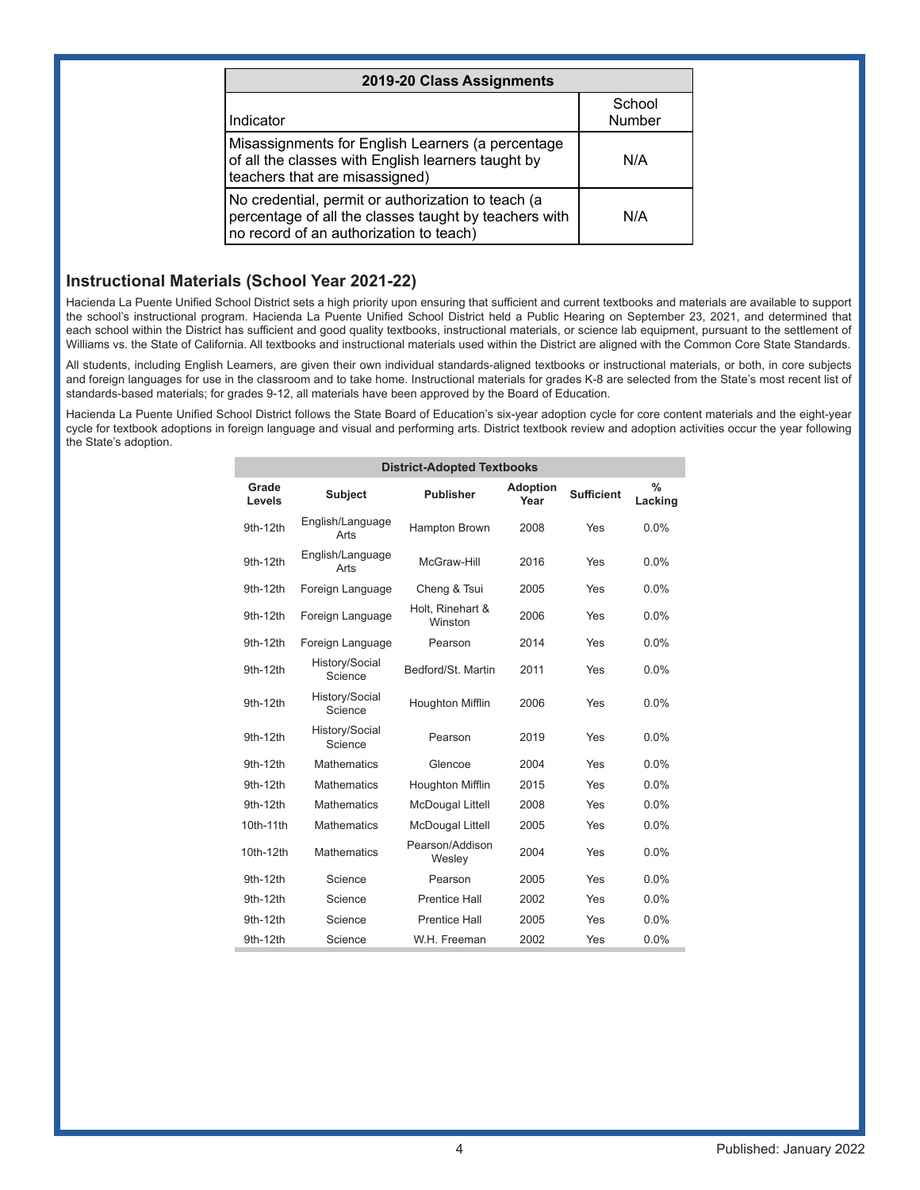| 2019-20 Class Assignments | |
|---|---|
| Indicator | School Number |
| Misassignments for English Learners (a percentage of all the classes with English learners taught by teachers that are misassigned) | N/A |
| No credential, permit or authorization to teach (a percentage of all the classes taught by teachers with no record of an authorization to teach) | N/A |

## Instructional Materials (School Year 2021-22)

Hacienda La Puente Unified School District sets a high priority upon ensuring that sufficient and current textbooks and materials are available to support the school's instructional program. Hacienda La Puente Unified School District held a Public Hearing on September 23, 2021, and determined that each school within the District has sufficient and good quality textbooks, instructional materials, or science lab equipment, pursuant to the settlement of Williams vs. the State of California. All textbooks and instructional materials used within the District are aligned with the Common Core State Standards.

All students, including English Learners, are given their own individual standards-aligned textbooks or instructional materials, or both, in core subjects and foreign languages for use in the classroom and to take home. Instructional materials for grades K-8 are selected from the State's most recent list of standards-based materials; for grades 9-12, all materials have been approved by the Board of Education.

Hacienda La Puente Unified School District follows the State Board of Education's six-year adoption cycle for core content materials and the eight-year cycle for textbook adoptions in foreign language and visual and performing arts. District textbook review and adoption activities occur the year following the State's adoption.

| District-Adopted Textbooks | | | | | |
|---|---|---|---|---|---|
| Grade Levels | Subject | Publisher | Adoption Year | Sufficient | % Lacking |
| 9th-12th | English/Language Arts | Hampton Brown | 2008 | Yes | 0.0% |
| 9th-12th | English/Language Arts | McGraw-Hill | 2016 | Yes | 0.0% |
| 9th-12th | Foreign Language | Cheng & Tsui | 2005 | Yes | 0.0% |
| 9th-12th | Foreign Language | Holt, Rinehart & Winston | 2006 | Yes | 0.0% |
| 9th-12th | Foreign Language | Pearson | 2014 | Yes | 0.0% |
| 9th-12th | History/Social Science | Bedford/St. Martin | 2011 | Yes | 0.0% |
| 9th-12th | History/Social Science | Houghton Mifflin | 2006 | Yes | 0.0% |
| 9th-12th | History/Social Science | Pearson | 2019 | Yes | 0.0% |
| 9th-12th | Mathematics | Glencoe | 2004 | Yes | 0.0% |
| 9th-12th | Mathematics | Houghton Mifflin | 2015 | Yes | 0.0% |
| 9th-12th | Mathematics | McDougal Littell | 2008 | Yes | 0.0% |
| 10th-11th | Mathematics | McDougal Littell | 2005 | Yes | 0.0% |
| 10th-12th | Mathematics | Pearson/Addison Wesley | 2004 | Yes | 0.0% |
| 9th-12th | Science | Pearson | 2005 | Yes | 0.0% |
| 9th-12th | Science | Prentice Hall | 2002 | Yes | 0.0% |
| 9th-12th | Science | Prentice Hall | 2005 | Yes | 0.0% |
| 9th-12th | Science | W.H. Freeman | 2002 | Yes | 0.0% |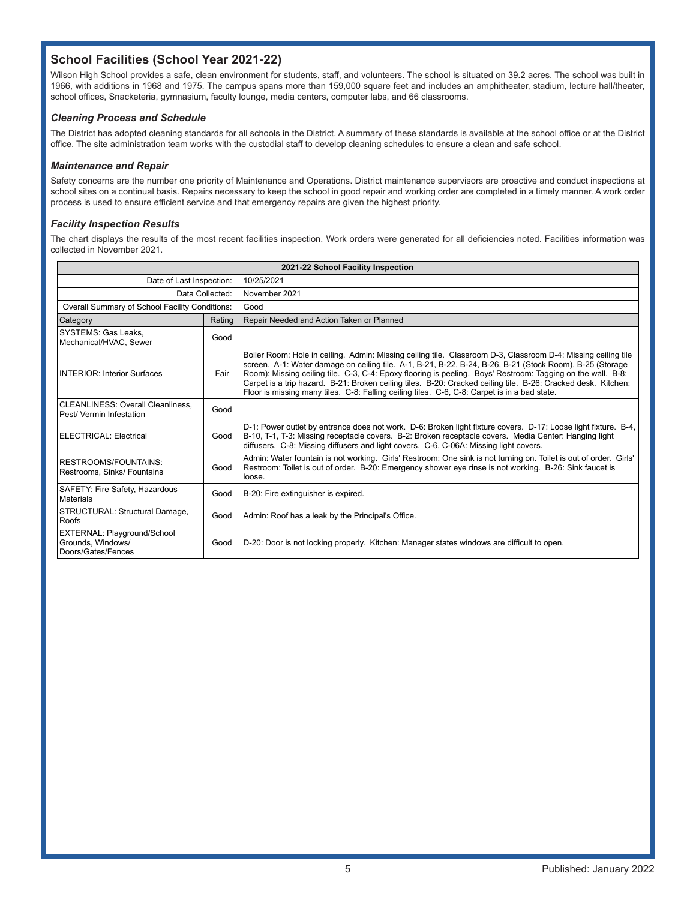## School Facilities (School Year 2021-22)

Wilson High School provides a safe, clean environment for students, staff, and volunteers. The school is situated on 39.2 acres. The school was built in 1966, with additions in 1968 and 1975. The campus spans more than 159,000 square feet and includes an amphitheater, stadium, lecture hall/theater, school offices, Snacketeria, gymnasium, faculty lounge, media centers, computer labs, and 66 classrooms.

### *Cleaning Process and Schedule*

The District has adopted cleaning standards for all schools in the District. A summary of these standards is available at the school office or at the District office. The site administration team works with the custodial staff to develop cleaning schedules to ensure a clean and safe school.

### *Maintenance and Repair*

Safety concerns are the number one priority of Maintenance and Operations. District maintenance supervisors are proactive and conduct inspections at school sites on a continual basis. Repairs necessary to keep the school in good repair and working order are completed in a timely manner. A work order process is used to ensure efficient service and that emergency repairs are given the highest priority.

### *Facility Inspection Results*

The chart displays the results of the most recent facilities inspection. Work orders were generated for all deficiencies noted. Facilities information was collected in November 2021.

| 2021-22 School Facility Inspection | | |
|---|---|---|
| Date of Last Inspection: | | 10/25/2021 |
| Data Collected: | | November 2021 |
| Overall Summary of School Facility Conditions: | | Good |
| Category | Rating | Repair Needed and Action Taken or Planned |
| SYSTEMS: Gas Leaks, Mechanical/HVAC, Sewer | Good | |
| INTERIOR: Interior Surfaces | Fair | Boiler Room: Hole in ceiling. Admin: Missing ceiling tile. Classroom D-3, Classroom D-4: Missing ceiling tile screen. A-1: Water damage on ceiling tile. A-1, B-21, B-22, B-24, B-26, B-21 (Stock Room), B-25 (Storage Room): Missing ceiling tile. C-3, C-4: Epoxy flooring is peeling. Boys' Restroom: Tagging on the wall. B-8: Carpet is a trip hazard. B-21: Broken ceiling tiles. B-20: Cracked ceiling tile. B-26: Cracked desk. Kitchen: Floor is missing many tiles. C-8: Falling ceiling tiles. C-6, C-8: Carpet is in a bad state. |
| CLEANLINESS: Overall Cleanliness, Pest/ Vermin Infestation | Good | |
| ELECTRICAL: Electrical | Good | D-1: Power outlet by entrance does not work. D-6: Broken light fixture covers. D-17: Loose light fixture. B-4, B-10, T-1, T-3: Missing receptacle covers. B-2: Broken receptacle covers. Media Center: Hanging light diffusers. C-8: Missing diffusers and light covers. C-6, C-06A: Missing light covers. |
| RESTROOMS/FOUNTAINS: Restrooms, Sinks/ Fountains | Good | Admin: Water fountain is not working. Girls' Restroom: One sink is not turning on. Toilet is out of order. Girls' Restroom: Toilet is out of order. B-20: Emergency shower eye rinse is not working. B-26: Sink faucet is loose. |
| SAFETY: Fire Safety, Hazardous Materials | Good | B-20: Fire extinguisher is expired. |
| STRUCTURAL: Structural Damage, Roofs | Good | Admin: Roof has a leak by the Principal's Office. |
| EXTERNAL: Playground/School Grounds, Windows/ Doors/Gates/Fences | Good | D-20: Door is not locking properly. Kitchen: Manager states windows are difficult to open. |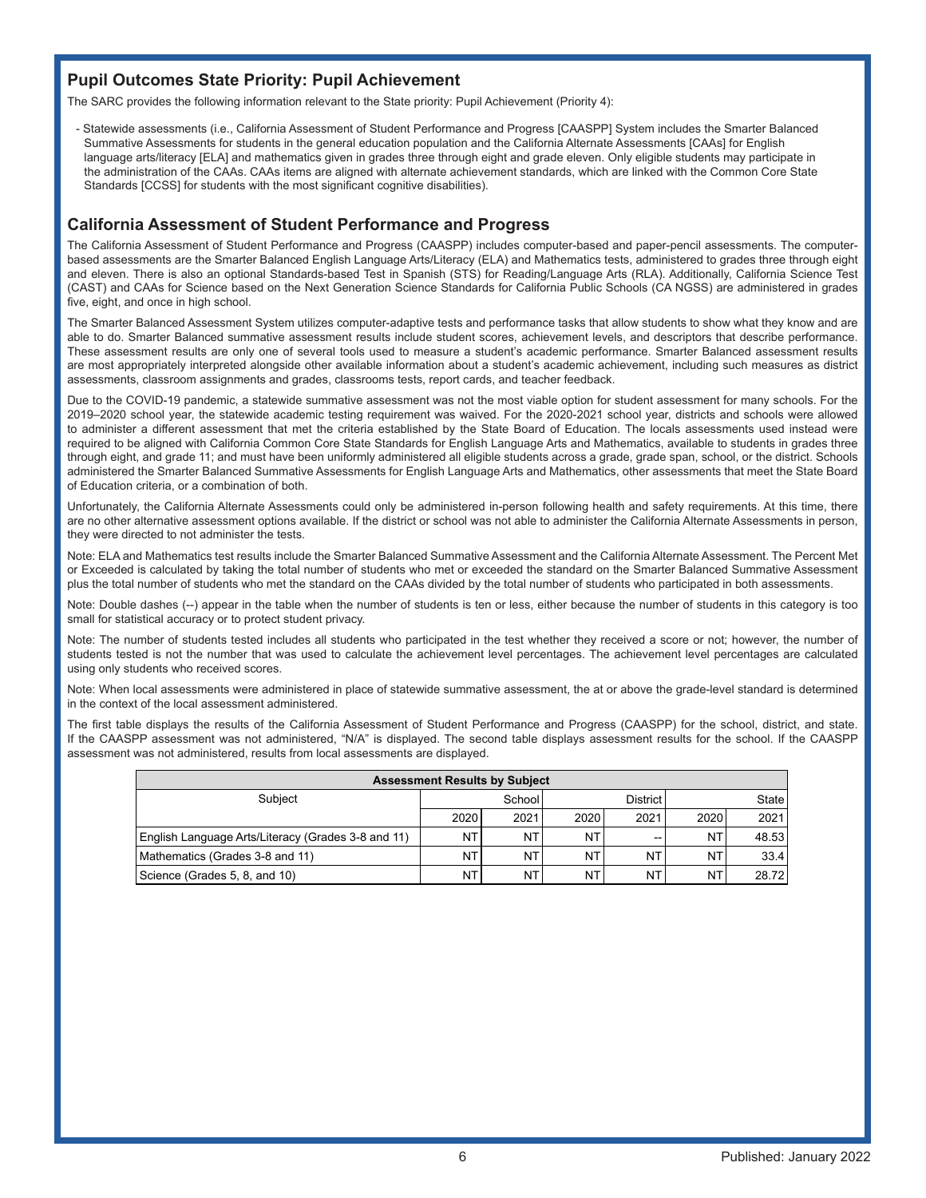## Pupil Outcomes State Priority: Pupil Achievement

The SARC provides the following information relevant to the State priority: Pupil Achievement (Priority 4):

- Statewide assessments (i.e., California Assessment of Student Performance and Progress [CAASPP] System includes the Smarter Balanced Summative Assessments for students in the general education population and the California Alternate Assessments [CAAs] for English language arts/literacy [ELA] and mathematics given in grades three through eight and grade eleven. Only eligible students may participate in the administration of the CAAs. CAAs items are aligned with alternate achievement standards, which are linked with the Common Core State Standards [CCSS] for students with the most significant cognitive disabilities).

## California Assessment of Student Performance and Progress

The California Assessment of Student Performance and Progress (CAASPP) includes computer-based and paper-pencil assessments. The computer-based assessments are the Smarter Balanced English Language Arts/Literacy (ELA) and Mathematics tests, administered to grades three through eight and eleven. There is also an optional Standards-based Test in Spanish (STS) for Reading/Language Arts (RLA). Additionally, California Science Test (CAST) and CAAs for Science based on the Next Generation Science Standards for California Public Schools (CA NGSS) are administered in grades five, eight, and once in high school.

The Smarter Balanced Assessment System utilizes computer-adaptive tests and performance tasks that allow students to show what they know and are able to do. Smarter Balanced summative assessment results include student scores, achievement levels, and descriptors that describe performance. These assessment results are only one of several tools used to measure a student's academic performance. Smarter Balanced assessment results are most appropriately interpreted alongside other available information about a student's academic achievement, including such measures as district assessments, classroom assignments and grades, classrooms tests, report cards, and teacher feedback.

Due to the COVID-19 pandemic, a statewide summative assessment was not the most viable option for student assessment for many schools. For the 2019–2020 school year, the statewide academic testing requirement was waived. For the 2020-2021 school year, districts and schools were allowed to administer a different assessment that met the criteria established by the State Board of Education. The locals assessments used instead were required to be aligned with California Common Core State Standards for English Language Arts and Mathematics, available to students in grades three through eight, and grade 11; and must have been uniformly administered all eligible students across a grade, grade span, school, or the district. Schools administered the Smarter Balanced Summative Assessments for English Language Arts and Mathematics, other assessments that meet the State Board of Education criteria, or a combination of both.

Unfortunately, the California Alternate Assessments could only be administered in-person following health and safety requirements. At this time, there are no other alternative assessment options available. If the district or school was not able to administer the California Alternate Assessments in person, they were directed to not administer the tests.

Note: ELA and Mathematics test results include the Smarter Balanced Summative Assessment and the California Alternate Assessment. The Percent Met or Exceeded is calculated by taking the total number of students who met or exceeded the standard on the Smarter Balanced Summative Assessment plus the total number of students who met the standard on the CAAs divided by the total number of students who participated in both assessments.

Note: Double dashes (--) appear in the table when the number of students is ten or less, either because the number of students in this category is too small for statistical accuracy or to protect student privacy.

Note: The number of students tested includes all students who participated in the test whether they received a score or not; however, the number of students tested is not the number that was used to calculate the achievement level percentages. The achievement level percentages are calculated using only students who received scores.

Note: When local assessments were administered in place of statewide summative assessment, the at or above the grade-level standard is determined in the context of the local assessment administered.

The first table displays the results of the California Assessment of Student Performance and Progress (CAASPP) for the school, district, and state. If the CAASPP assessment was not administered, "N/A" is displayed. The second table displays assessment results for the school. If the CAASPP assessment was not administered, results from local assessments are displayed.

| Assessment Results by Subject | | | | | | |
|---|---|---|---|---|---|---|
| Subject | School | | District | | State | |
| | 2020 | 2021 | 2020 | 2021 | 2020 | 2021 |
| English Language Arts/Literacy (Grades 3-8 and 11) | NT | NT | NT | -- | NT | 48.53 |
| Mathematics (Grades 3-8 and 11) | NT | NT | NT | NT | NT | 33.4 |
| Science (Grades 5, 8, and 10) | NT | NT | NT | NT | NT | 28.72 |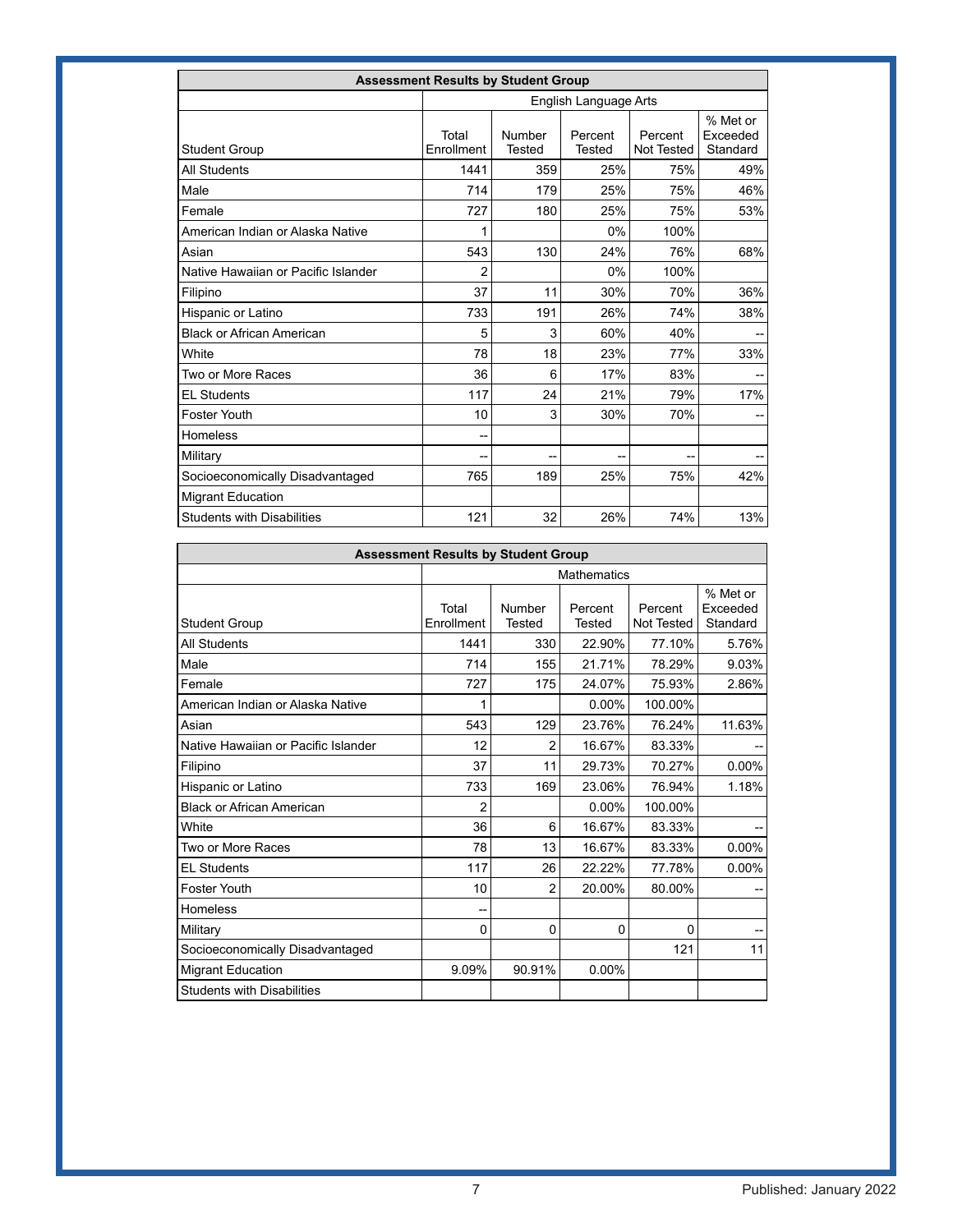| Assessment Results by Student Group | | | | | |
|---|---|---|---|---|---|
| | English Language Arts | | | | |
| Student Group | Total Enrollment | Number Tested | Percent Tested | Percent Not Tested | % Met or Exceeded Standard |
| All Students | 1441 | 359 | 25% | 75% | 49% |
| Male | 714 | 179 | 25% | 75% | 46% |
| Female | 727 | 180 | 25% | 75% | 53% |
| American Indian or Alaska Native | 1 | | 0% | 100% | |
| Asian | 543 | 130 | 24% | 76% | 68% |
| Native Hawaiian or Pacific Islander | 2 | | 0% | 100% | |
| Filipino | 37 | 11 | 30% | 70% | 36% |
| Hispanic or Latino | 733 | 191 | 26% | 74% | 38% |
| Black or African American | 5 | 3 | 60% | 40% | -- |
| White | 78 | 18 | 23% | 77% | 33% |
| Two or More Races | 36 | 6 | 17% | 83% | -- |
| EL Students | 117 | 24 | 21% | 79% | 17% |
| Foster Youth | 10 | 3 | 30% | 70% | -- |
| Homeless | -- | | | | |
| Military | -- | -- | -- | -- | -- |
| Socioeconomically Disadvantaged | 765 | 189 | 25% | 75% | 42% |
| Migrant Education | | | | | |
| Students with Disabilities | 121 | 32 | 26% | 74% | 13% |

| Assessment Results by Student Group | | | | | |
|---|---|---|---|---|---|
| | Mathematics | | | | |
| Student Group | Total Enrollment | Number Tested | Percent Tested | Percent Not Tested | % Met or Exceeded Standard |
| All Students | 1441 | 330 | 22.90% | 77.10% | 5.76% |
| Male | 714 | 155 | 21.71% | 78.29% | 9.03% |
| Female | 727 | 175 | 24.07% | 75.93% | 2.86% |
| American Indian or Alaska Native | 1 | | 0.00% | 100.00% | |
| Asian | 543 | 129 | 23.76% | 76.24% | 11.63% |
| Native Hawaiian or Pacific Islander | 12 | 2 | 16.67% | 83.33% | -- |
| Filipino | 37 | 11 | 29.73% | 70.27% | 0.00% |
| Hispanic or Latino | 733 | 169 | 23.06% | 76.94% | 1.18% |
| Black or African American | 2 | | 0.00% | 100.00% | |
| White | 36 | 6 | 16.67% | 83.33% | -- |
| Two or More Races | 78 | 13 | 16.67% | 83.33% | 0.00% |
| EL Students | 117 | 26 | 22.22% | 77.78% | 0.00% |
| Foster Youth | 10 | 2 | 20.00% | 80.00% | -- |
| Homeless | -- | | | | |
| Military | 0 | 0 | 0 | 0 | -- |
| Socioeconomically Disadvantaged | | | | 121 | 11 |
| Migrant Education | 9.09% | 90.91% | 0.00% | | |
| Students with Disabilities | | | | | |

Published: January 2022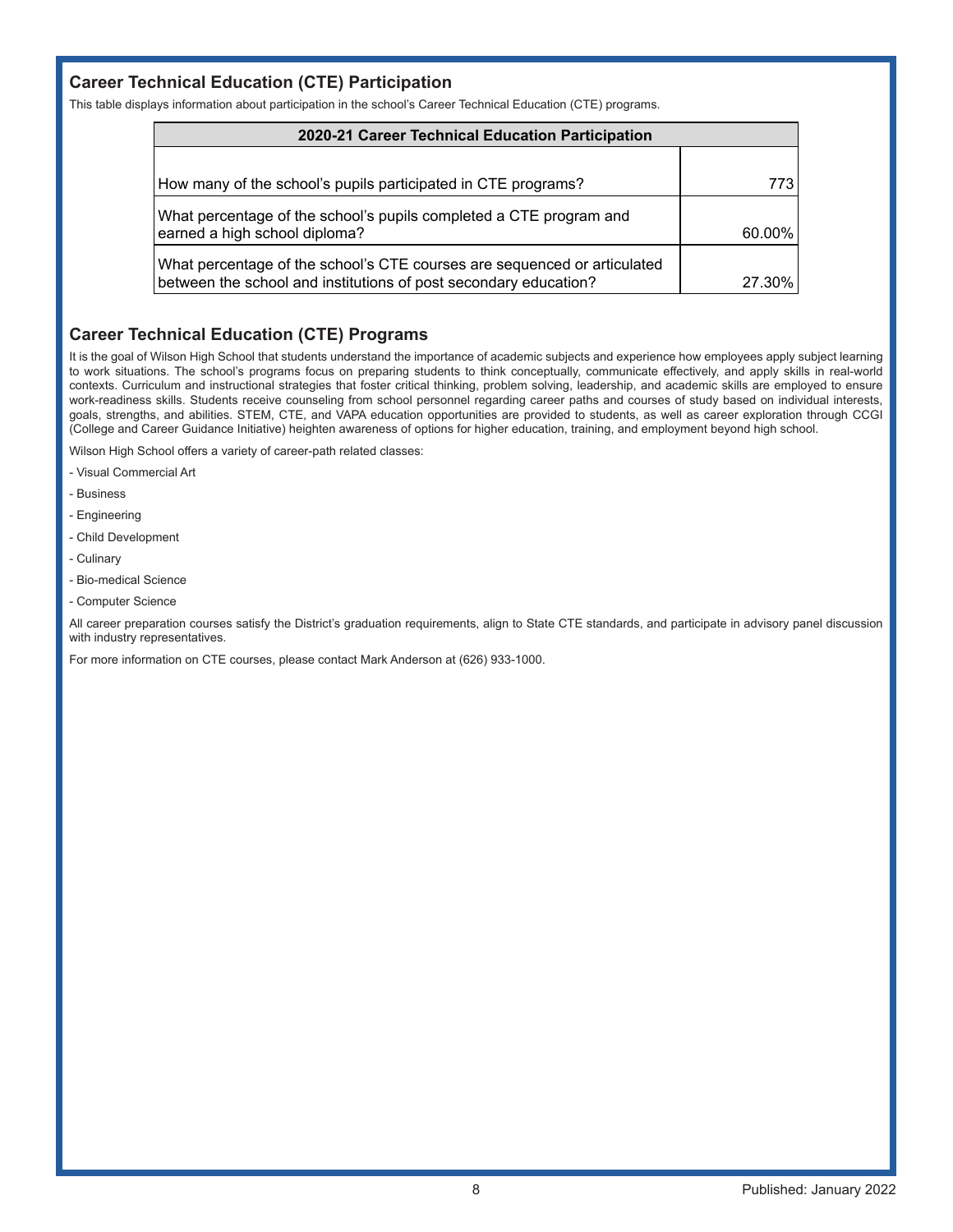## Career Technical Education (CTE) Participation

This table displays information about participation in the school's Career Technical Education (CTE) programs.

| 2020-21 Career Technical Education Participation | |
|---|---|
| How many of the school's pupils participated in CTE programs? | 773 |
| What percentage of the school's pupils completed a CTE program and earned a high school diploma? | 60.00% |
| What percentage of the school's CTE courses are sequenced or articulated between the school and institutions of post secondary education? | 27.30% |

## Career Technical Education (CTE) Programs

It is the goal of Wilson High School that students understand the importance of academic subjects and experience how employees apply subject learning to work situations. The school's programs focus on preparing students to think conceptually, communicate effectively, and apply skills in real-world contexts. Curriculum and instructional strategies that foster critical thinking, problem solving, leadership, and academic skills are employed to ensure work-readiness skills. Students receive counseling from school personnel regarding career paths and courses of study based on individual interests, goals, strengths, and abilities. STEM, CTE, and VAPA education opportunities are provided to students, as well as career exploration through CCGI (College and Career Guidance Initiative) heighten awareness of options for higher education, training, and employment beyond high school.

Wilson High School offers a variety of career-path related classes:

- Visual Commercial Art
- Business
- Engineering
- Child Development
- Culinary
- Bio-medical Science
- Computer Science

All career preparation courses satisfy the District's graduation requirements, align to State CTE standards, and participate in advisory panel discussion with industry representatives.

For more information on CTE courses, please contact Mark Anderson at (626) 933-1000.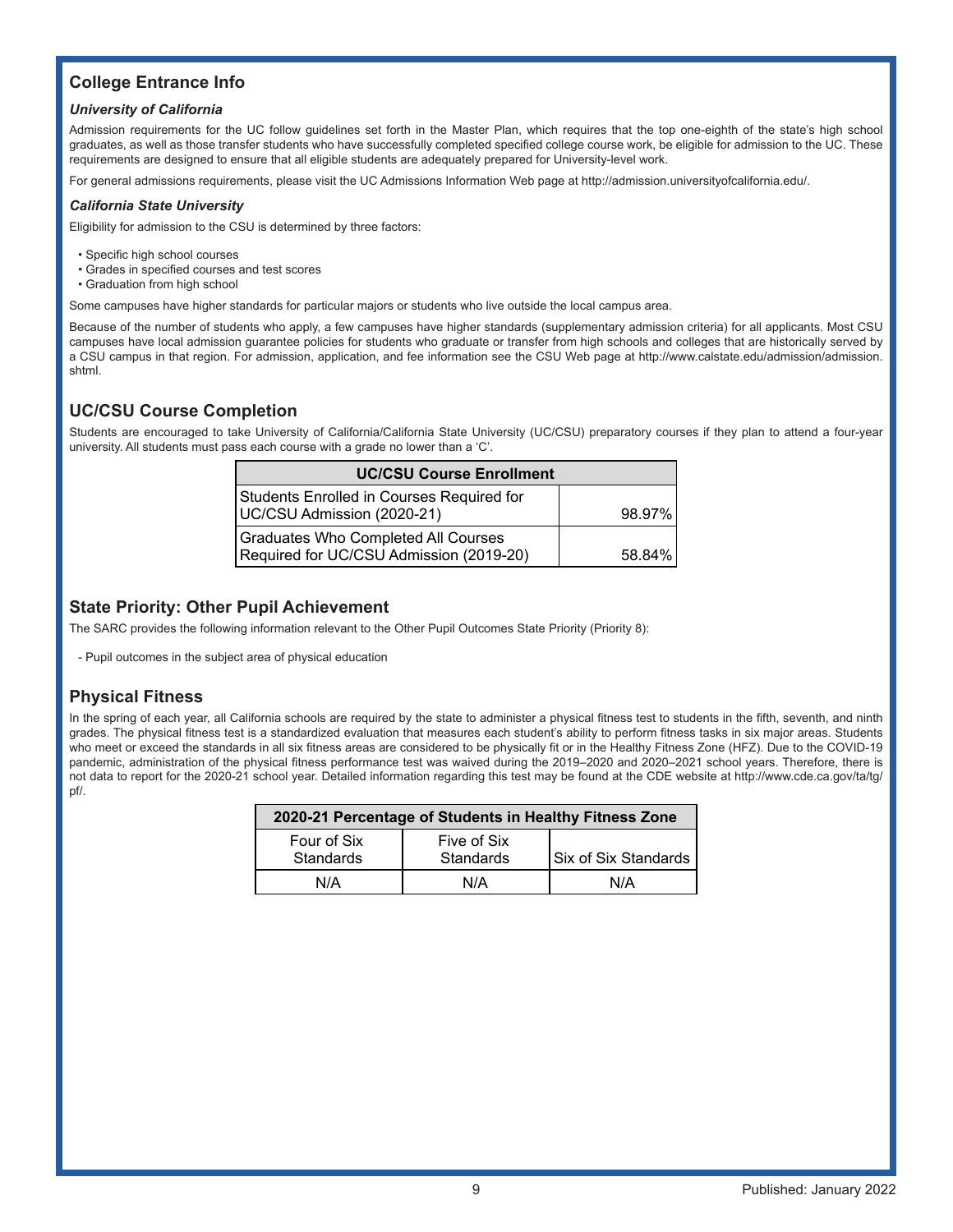## College Entrance Info

### *University of California*

Admission requirements for the UC follow guidelines set forth in the Master Plan, which requires that the top one-eighth of the state's high school graduates, as well as those transfer students who have successfully completed specified college course work, be eligible for admission to the UC. These requirements are designed to ensure that all eligible students are adequately prepared for University-level work.

For general admissions requirements, please visit the UC Admissions Information Web page at http://admission.universityofcalifornia.edu/.

### *California State University*

Eligibility for admission to the CSU is determined by three factors:

- Specific high school courses
- Grades in specified courses and test scores
- Graduation from high school

Some campuses have higher standards for particular majors or students who live outside the local campus area.

Because of the number of students who apply, a few campuses have higher standards (supplementary admission criteria) for all applicants. Most CSU campuses have local admission guarantee policies for students who graduate or transfer from high schools and colleges that are historically served by a CSU campus in that region. For admission, application, and fee information see the CSU Web page at http://www.calstate.edu/admission/admission.shtml.

## UC/CSU Course Completion

Students are encouraged to take University of California/California State University (UC/CSU) preparatory courses if they plan to attend a four-year university. All students must pass each course with a grade no lower than a 'C'.

| UC/CSU Course Enrollment | |
|---|---|
| Students Enrolled in Courses Required for UC/CSU Admission (2020-21) | 98.97% |
| Graduates Who Completed All Courses Required for UC/CSU Admission (2019-20) | 58.84% |

## State Priority: Other Pupil Achievement

The SARC provides the following information relevant to the Other Pupil Outcomes State Priority (Priority 8):

- Pupil outcomes in the subject area of physical education

## Physical Fitness

In the spring of each year, all California schools are required by the state to administer a physical fitness test to students in the fifth, seventh, and ninth grades. The physical fitness test is a standardized evaluation that measures each student's ability to perform fitness tasks in six major areas. Students who meet or exceed the standards in all six fitness areas are considered to be physically fit or in the Healthy Fitness Zone (HFZ). Due to the COVID-19 pandemic, administration of the physical fitness performance test was waived during the 2019–2020 and 2020–2021 school years. Therefore, there is not data to report for the 2020-21 school year. Detailed information regarding this test may be found at the CDE website at http://www.cde.ca.gov/ta/tg/pf/.

| 2020-21 Percentage of Students in Healthy Fitness Zone | | |
|---|---|---|
| Four of Six Standards | Five of Six Standards | Six of Six Standards |
| N/A | N/A | N/A |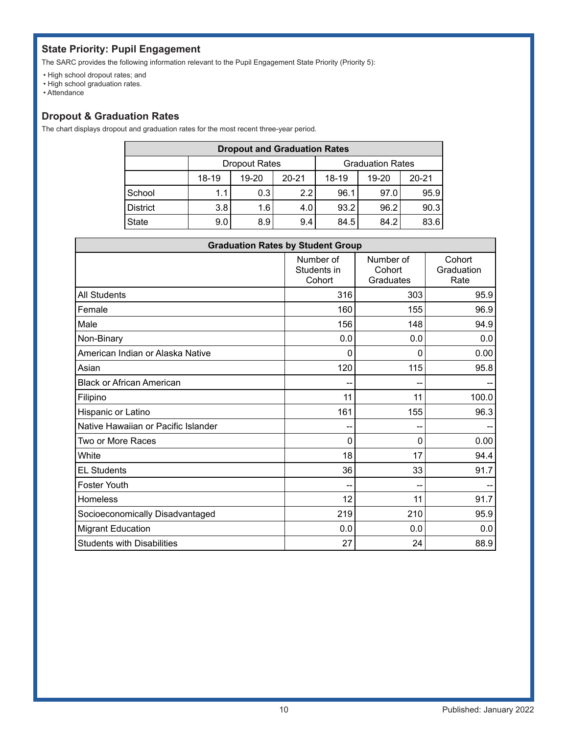## State Priority: Pupil Engagement

The SARC provides the following information relevant to the Pupil Engagement State Priority (Priority 5):

- High school dropout rates; and
- High school graduation rates.
- Attendance

## Dropout & Graduation Rates

The chart displays dropout and graduation rates for the most recent three-year period.

| Dropout and Graduation Rates | | | | | | |
|---|---|---|---|---|---|---|
| | Dropout Rates | | | Graduation Rates | | |
| | 18-19 | 19-20 | 20-21 | 18-19 | 19-20 | 20-21 |
| School | 1.1 | 0.3 | 2.2 | 96.1 | 97.0 | 95.9 |
| District | 3.8 | 1.6 | 4.0 | 93.2 | 96.2 | 90.3 |
| State | 9.0 | 8.9 | 9.4 | 84.5 | 84.2 | 83.6 |

| Graduation Rates by Student Group | Number of Students in Cohort | Number of Cohort Graduates | Cohort Graduation Rate |
|---|---|---|---|
| All Students | 316 | 303 | 95.9 |
| Female | 160 | 155 | 96.9 |
| Male | 156 | 148 | 94.9 |
| Non-Binary | 0.0 | 0.0 | 0.0 |
| American Indian or Alaska Native | 0 | 0 | 0.00 |
| Asian | 120 | 115 | 95.8 |
| Black or African American | -- | -- | -- |
| Filipino | 11 | 11 | 100.0 |
| Hispanic or Latino | 161 | 155 | 96.3 |
| Native Hawaiian or Pacific Islander | -- | -- | -- |
| Two or More Races | 0 | 0 | 0.00 |
| White | 18 | 17 | 94.4 |
| EL Students | 36 | 33 | 91.7 |
| Foster Youth | -- | -- | -- |
| Homeless | 12 | 11 | 91.7 |
| Socioeconomically Disadvantaged | 219 | 210 | 95.9 |
| Migrant Education | 0.0 | 0.0 | 0.0 |
| Students with Disabilities | 27 | 24 | 88.9 |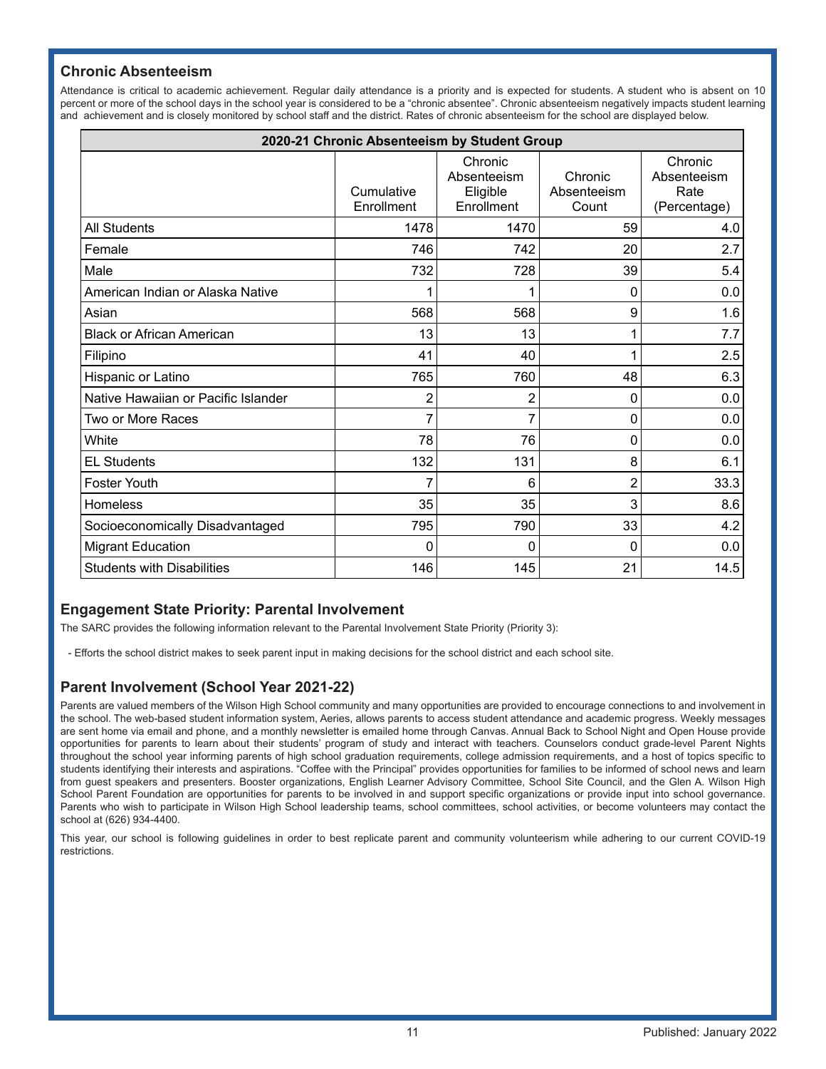## Chronic Absenteeism

Attendance is critical to academic achievement. Regular daily attendance is a priority and is expected for students. A student who is absent on 10 percent or more of the school days in the school year is considered to be a "chronic absentee". Chronic absenteeism negatively impacts student learning and achievement and is closely monitored by school staff and the district. Rates of chronic absenteeism for the school are displayed below.

| 2020-21 Chronic Absenteeism by Student Group | | | | |
|---|---|---|---|---|
| | Cumulative Enrollment | Chronic Absenteeism Eligible Enrollment | Chronic Absenteeism Count | Chronic Absenteeism Rate (Percentage) |
| All Students | 1478 | 1470 | 59 | 4.0 |
| Female | 746 | 742 | 20 | 2.7 |
| Male | 732 | 728 | 39 | 5.4 |
| American Indian or Alaska Native | 1 | 1 | 0 | 0.0 |
| Asian | 568 | 568 | 9 | 1.6 |
| Black or African American | 13 | 13 | 1 | 7.7 |
| Filipino | 41 | 40 | 1 | 2.5 |
| Hispanic or Latino | 765 | 760 | 48 | 6.3 |
| Native Hawaiian or Pacific Islander | 2 | 2 | 0 | 0.0 |
| Two or More Races | 7 | 7 | 0 | 0.0 |
| White | 78 | 76 | 0 | 0.0 |
| EL Students | 132 | 131 | 8 | 6.1 |
| Foster Youth | 7 | 6 | 2 | 33.3 |
| Homeless | 35 | 35 | 3 | 8.6 |
| Socioeconomically Disadvantaged | 795 | 790 | 33 | 4.2 |
| Migrant Education | 0 | 0 | 0 | 0.0 |
| Students with Disabilities | 146 | 145 | 21 | 14.5 |

## Engagement State Priority: Parental Involvement

The SARC provides the following information relevant to the Parental Involvement State Priority (Priority 3):

- Efforts the school district makes to seek parent input in making decisions for the school district and each school site.

## Parent Involvement (School Year 2021-22)

Parents are valued members of the Wilson High School community and many opportunities are provided to encourage connections to and involvement in the school. The web-based student information system, Aeries, allows parents to access student attendance and academic progress. Weekly messages are sent home via email and phone, and a monthly newsletter is emailed home through Canvas. Annual Back to School Night and Open House provide opportunities for parents to learn about their students' program of study and interact with teachers. Counselors conduct grade-level Parent Nights throughout the school year informing parents of high school graduation requirements, college admission requirements, and a host of topics specific to students identifying their interests and aspirations. "Coffee with the Principal" provides opportunities for families to be informed of school news and learn from guest speakers and presenters. Booster organizations, English Learner Advisory Committee, School Site Council, and the Glen A. Wilson High School Parent Foundation are opportunities for parents to be involved in and support specific organizations or provide input into school governance. Parents who wish to participate in Wilson High School leadership teams, school committees, school activities, or become volunteers may contact the school at (626) 934-4400.

This year, our school is following guidelines in order to best replicate parent and community volunteerism while adhering to our current COVID-19 restrictions.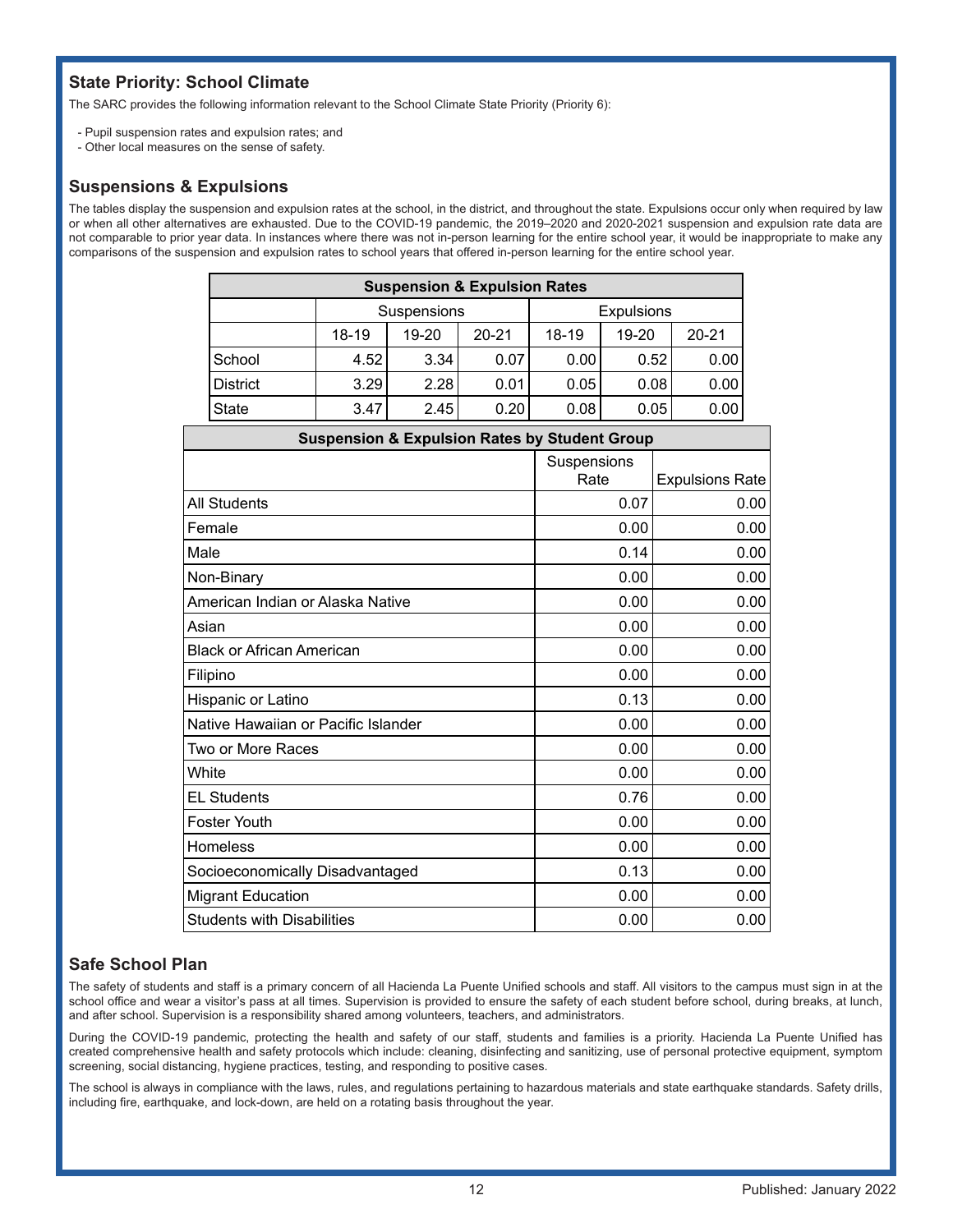## State Priority: School Climate

The SARC provides the following information relevant to the School Climate State Priority (Priority 6):

- Pupil suspension rates and expulsion rates; and
- Other local measures on the sense of safety.

## Suspensions & Expulsions

The tables display the suspension and expulsion rates at the school, in the district, and throughout the state. Expulsions occur only when required by law or when all other alternatives are exhausted. Due to the COVID-19 pandemic, the 2019–2020 and 2020-2021 suspension and expulsion rate data are not comparable to prior year data. In instances where there was not in-person learning for the entire school year, it would be inappropriate to make any comparisons of the suspension and expulsion rates to school years that offered in-person learning for the entire school year.

| Suspension & Expulsion Rates | | | | | | |
|---|---|---|---|---|---|---|
| | Suspensions | | | Expulsions | | |
| | 18-19 | 19-20 | 20-21 | 18-19 | 19-20 | 20-21 |
| School | 4.52 | 3.34 | 0.07 | 0.00 | 0.52 | 0.00 |
| District | 3.29 | 2.28 | 0.01 | 0.05 | 0.08 | 0.00 |
| State | 3.47 | 2.45 | 0.20 | 0.08 | 0.05 | 0.00 |

| Suspension & Expulsion Rates by Student Group | | |
|---|---|---|
| | Suspensions Rate | Expulsions Rate |
| All Students | 0.07 | 0.00 |
| Female | 0.00 | 0.00 |
| Male | 0.14 | 0.00 |
| Non-Binary | 0.00 | 0.00 |
| American Indian or Alaska Native | 0.00 | 0.00 |
| Asian | 0.00 | 0.00 |
| Black or African American | 0.00 | 0.00 |
| Filipino | 0.00 | 0.00 |
| Hispanic or Latino | 0.13 | 0.00 |
| Native Hawaiian or Pacific Islander | 0.00 | 0.00 |
| Two or More Races | 0.00 | 0.00 |
| White | 0.00 | 0.00 |
| EL Students | 0.76 | 0.00 |
| Foster Youth | 0.00 | 0.00 |
| Homeless | 0.00 | 0.00 |
| Socioeconomically Disadvantaged | 0.13 | 0.00 |
| Migrant Education | 0.00 | 0.00 |
| Students with Disabilities | 0.00 | 0.00 |

## Safe School Plan

The safety of students and staff is a primary concern of all Hacienda La Puente Unified schools and staff. All visitors to the campus must sign in at the school office and wear a visitor's pass at all times. Supervision is provided to ensure the safety of each student before school, during breaks, at lunch, and after school. Supervision is a responsibility shared among volunteers, teachers, and administrators.

During the COVID-19 pandemic, protecting the health and safety of our staff, students and families is a priority. Hacienda La Puente Unified has created comprehensive health and safety protocols which include: cleaning, disinfecting and sanitizing, use of personal protective equipment, symptom screening, social distancing, hygiene practices, testing, and responding to positive cases.

The school is always in compliance with the laws, rules, and regulations pertaining to hazardous materials and state earthquake standards. Safety drills, including fire, earthquake, and lock-down, are held on a rotating basis throughout the year.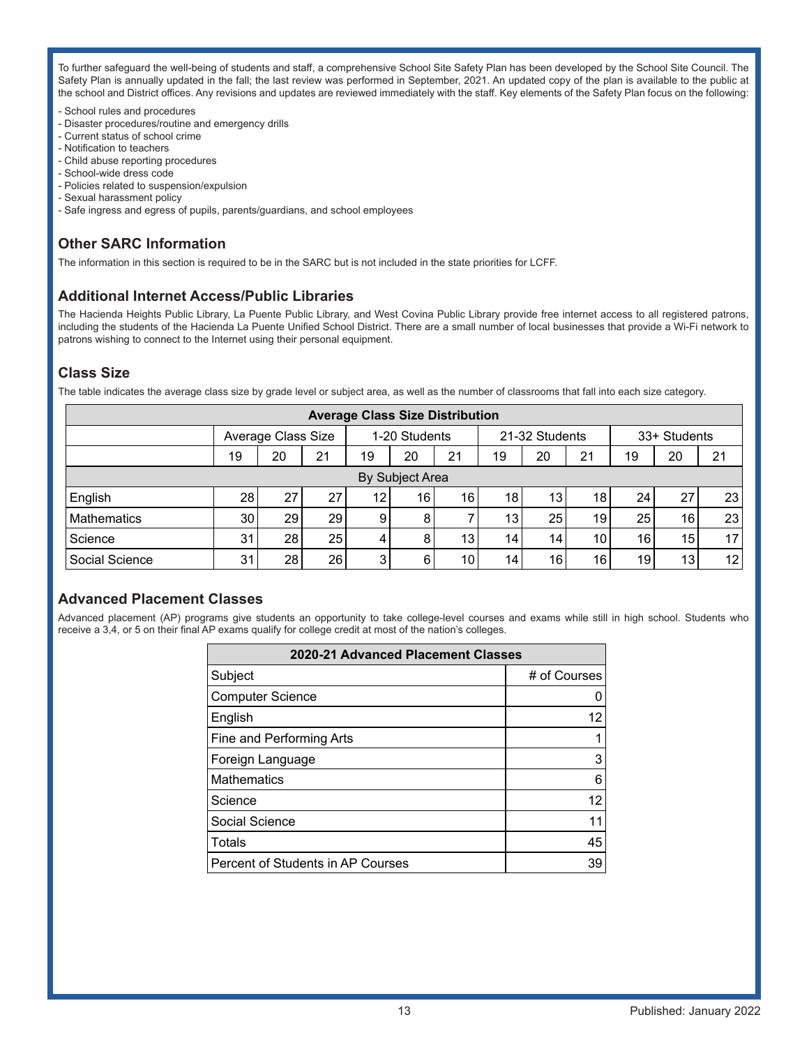To further safeguard the well-being of students and staff, a comprehensive School Site Safety Plan has been developed by the School Site Council. The Safety Plan is annually updated in the fall; the last review was performed in September, 2021. An updated copy of the plan is available to the public at the school and District offices. Any revisions and updates are reviewed immediately with the staff. Key elements of the Safety Plan focus on the following:

- School rules and procedures
- Disaster procedures/routine and emergency drills
- Current status of school crime
- Notification to teachers
- Child abuse reporting procedures
- School-wide dress code
- Policies related to suspension/expulsion
- Sexual harassment policy
- Safe ingress and egress of pupils, parents/guardians, and school employees

## Other SARC Information

The information in this section is required to be in the SARC but is not included in the state priorities for LCFF.

## Additional Internet Access/Public Libraries

The Hacienda Heights Public Library, La Puente Public Library, and West Covina Public Library provide free internet access to all registered patrons, including the students of the Hacienda La Puente Unified School District. There are a small number of local businesses that provide a Wi-Fi network to patrons wishing to connect to the Internet using their personal equipment.

## Class Size

The table indicates the average class size by grade level or subject area, as well as the number of classrooms that fall into each size category.

| Average Class Size Distribution | | | | | | | | | | | | |
|---|---|---|---|---|---|---|---|---|---|---|---|---|
| | Average Class Size | | | 1-20 Students | | | 21-32 Students | | | 33+ Students | | |
| | 19 | 20 | 21 | 19 | 20 | 21 | 19 | 20 | 21 | 19 | 20 | 21 |
| By Subject Area | | | | | | | | | | | | |
| English | 28 | 27 | 27 | 12 | 16 | 16 | 18 | 13 | 18 | 24 | 27 | 23 |
| Mathematics | 30 | 29 | 29 | 9 | 8 | 7 | 13 | 25 | 19 | 25 | 16 | 23 |
| Science | 31 | 28 | 25 | 4 | 8 | 13 | 14 | 14 | 10 | 16 | 15 | 17 |
| Social Science | 31 | 28 | 26 | 3 | 6 | 10 | 14 | 16 | 16 | 19 | 13 | 12 |

## Advanced Placement Classes

Advanced placement (AP) programs give students an opportunity to take college-level courses and exams while still in high school. Students who receive a 3,4, or 5 on their final AP exams qualify for college credit at most of the nation's colleges.

| 2020-21 Advanced Placement Classes | |
|---|---|
| Subject | # of Courses |
| Computer Science | 0 |
| English | 12 |
| Fine and Performing Arts | 1 |
| Foreign Language | 3 |
| Mathematics | 6 |
| Science | 12 |
| Social Science | 11 |
| Totals | 45 |
| Percent of Students in AP Courses | 39 |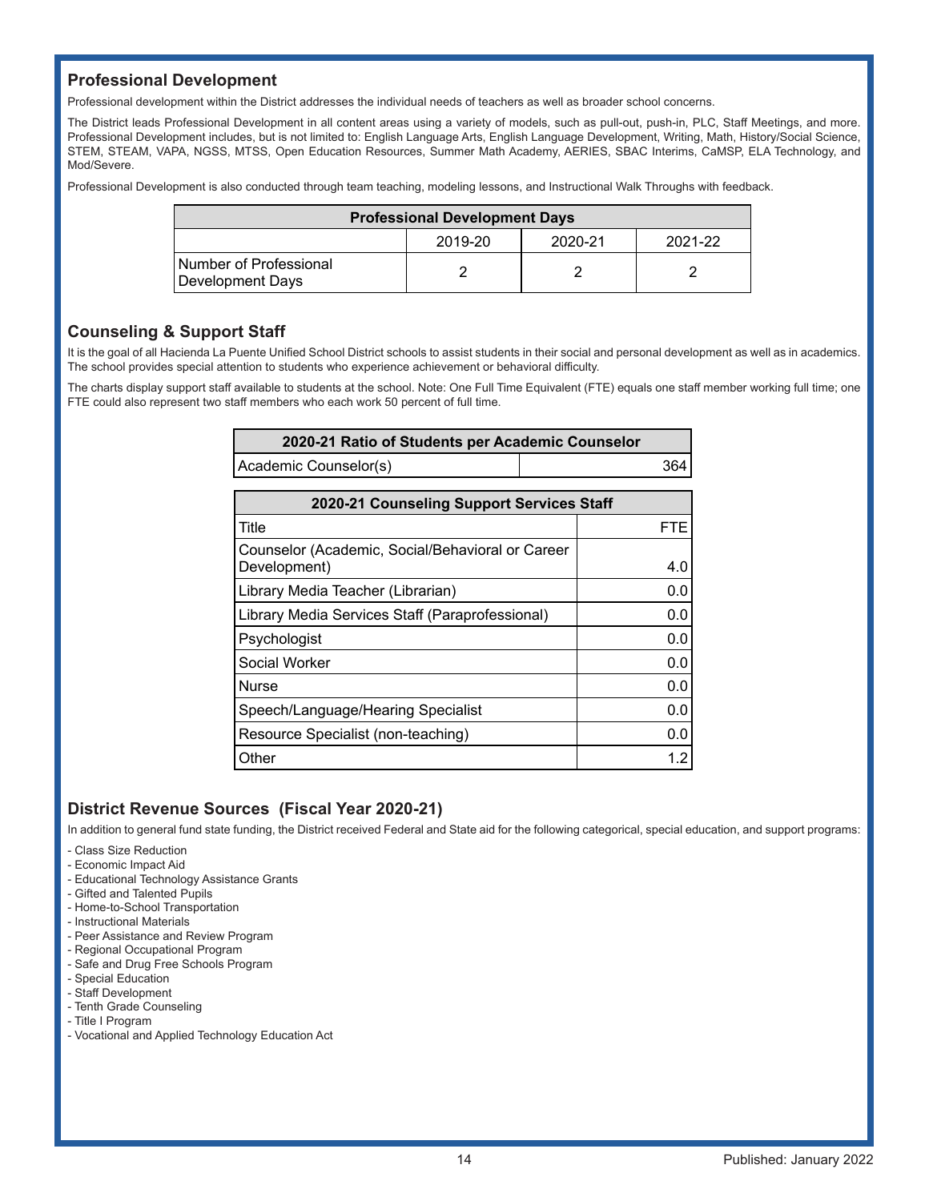## Professional Development

Professional development within the District addresses the individual needs of teachers as well as broader school concerns.

The District leads Professional Development in all content areas using a variety of models, such as pull-out, push-in, PLC, Staff Meetings, and more. Professional Development includes, but is not limited to: English Language Arts, English Language Development, Writing, Math, History/Social Science, STEM, STEAM, VAPA, NGSS, MTSS, Open Education Resources, Summer Math Academy, AERIES, SBAC Interims, CaMSP, ELA Technology, and Mod/Severe.

Professional Development is also conducted through team teaching, modeling lessons, and Instructional Walk Throughs with feedback.

| Professional Development Days | | | |
|---|---|---|---|
| | 2019-20 | 2020-21 | 2021-22 |
| Number of Professional Development Days | 2 | 2 | 2 |

## Counseling & Support Staff

It is the goal of all Hacienda La Puente Unified School District schools to assist students in their social and personal development as well as in academics. The school provides special attention to students who experience achievement or behavioral difficulty.

The charts display support staff available to students at the school. Note: One Full Time Equivalent (FTE) equals one staff member working full time; one FTE could also represent two staff members who each work 50 percent of full time.

| 2020-21 Ratio of Students per Academic Counselor | |
|---|---|
| Academic Counselor(s) | 364 |

| 2020-21 Counseling Support Services Staff | |
|---|---|
| Title | FTE |
| Counselor (Academic, Social/Behavioral or Career Development) | 4.0 |
| Library Media Teacher (Librarian) | 0.0 |
| Library Media Services Staff (Paraprofessional) | 0.0 |
| Psychologist | 0.0 |
| Social Worker | 0.0 |
| Nurse | 0.0 |
| Speech/Language/Hearing Specialist | 0.0 |
| Resource Specialist (non-teaching) | 0.0 |
| Other | 1.2 |

## District Revenue Sources (Fiscal Year 2020-21)

In addition to general fund state funding, the District received Federal and State aid for the following categorical, special education, and support programs:

- Class Size Reduction
- Economic Impact Aid
- Educational Technology Assistance Grants
- Gifted and Talented Pupils
- Home-to-School Transportation
- Instructional Materials
- Peer Assistance and Review Program
- Regional Occupational Program
- Safe and Drug Free Schools Program
- Special Education
- Staff Development
- Tenth Grade Counseling
- Title I Program
- Vocational and Applied Technology Education Act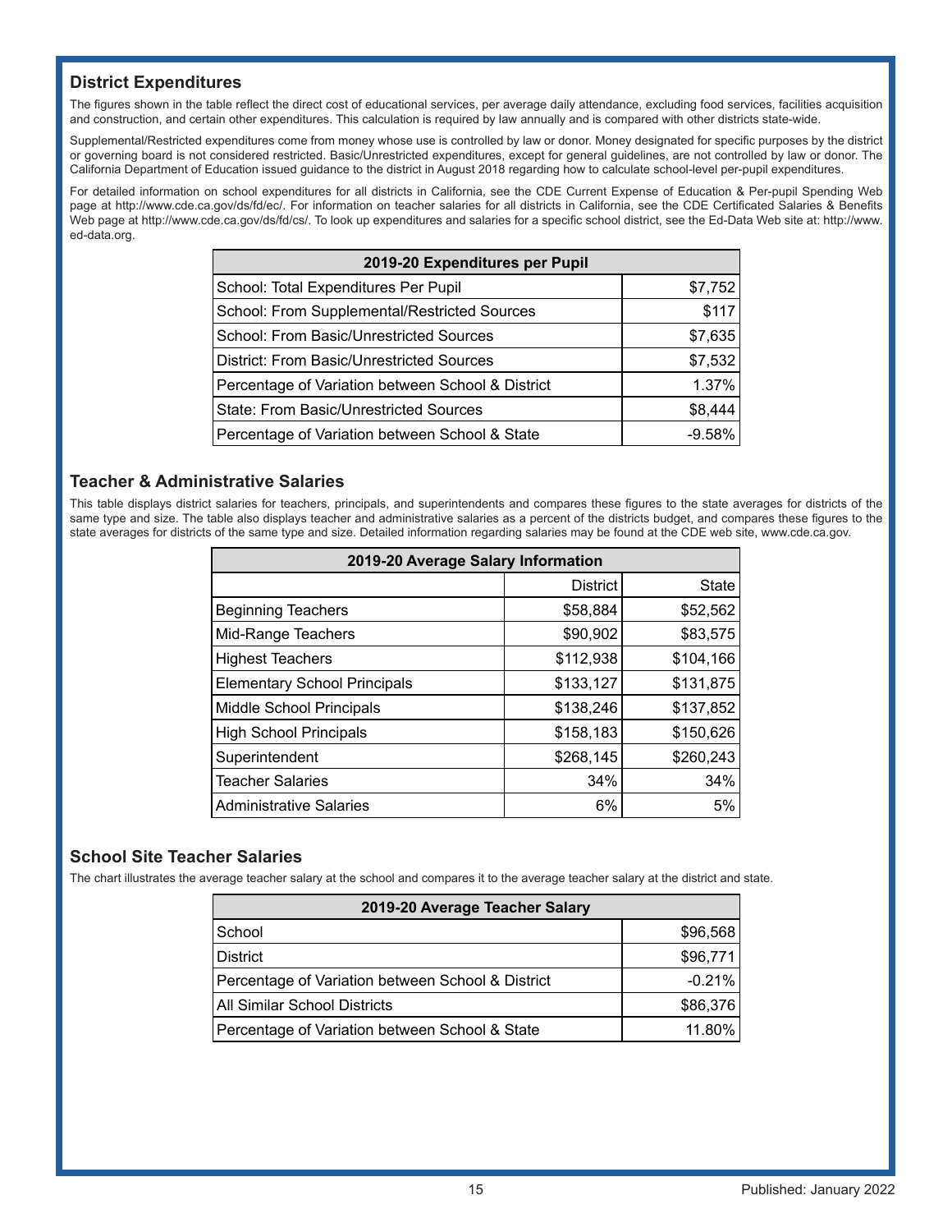## District Expenditures

The figures shown in the table reflect the direct cost of educational services, per average daily attendance, excluding food services, facilities acquisition and construction, and certain other expenditures. This calculation is required by law annually and is compared with other districts state-wide.

Supplemental/Restricted expenditures come from money whose use is controlled by law or donor. Money designated for specific purposes by the district or governing board is not considered restricted. Basic/Unrestricted expenditures, except for general guidelines, are not controlled by law or donor. The California Department of Education issued guidance to the district in August 2018 regarding how to calculate school-level per-pupil expenditures.

For detailed information on school expenditures for all districts in California, see the CDE Current Expense of Education & Per-pupil Spending Web page at http://www.cde.ca.gov/ds/fd/ec/. For information on teacher salaries for all districts in California, see the CDE Certificated Salaries & Benefits Web page at http://www.cde.ca.gov/ds/fd/cs/. To look up expenditures and salaries for a specific school district, see the Ed-Data Web site at: http://www.ed-data.org.

| 2019-20 Expenditures per Pupil | |
|---|---|
| School: Total Expenditures Per Pupil | $7,752 |
| School: From Supplemental/Restricted Sources | $117 |
| School: From Basic/Unrestricted Sources | $7,635 |
| District: From Basic/Unrestricted Sources | $7,532 |
| Percentage of Variation between School & District | 1.37% |
| State: From Basic/Unrestricted Sources | $8,444 |
| Percentage of Variation between School & State | -9.58% |

## Teacher & Administrative Salaries

This table displays district salaries for teachers, principals, and superintendents and compares these figures to the state averages for districts of the same type and size. The table also displays teacher and administrative salaries as a percent of the districts budget, and compares these figures to the state averages for districts of the same type and size. Detailed information regarding salaries may be found at the CDE web site, www.cde.ca.gov.

| 2019-20 Average Salary Information | | |
|---|---|---|
| | District | State |
| Beginning Teachers | $58,884 | $52,562 |
| Mid-Range Teachers | $90,902 | $83,575 |
| Highest Teachers | $112,938 | $104,166 |
| Elementary School Principals | $133,127 | $131,875 |
| Middle School Principals | $138,246 | $137,852 |
| High School Principals | $158,183 | $150,626 |
| Superintendent | $268,145 | $260,243 |
| Teacher Salaries | 34% | 34% |
| Administrative Salaries | 6% | 5% |

## School Site Teacher Salaries

The chart illustrates the average teacher salary at the school and compares it to the average teacher salary at the district and state.

| 2019-20 Average Teacher Salary | |
|---|---|
| School | $96,568 |
| District | $96,771 |
| Percentage of Variation between School & District | -0.21% |
| All Similar School Districts | $86,376 |
| Percentage of Variation between School & State | 11.80% |

Published: January 2022